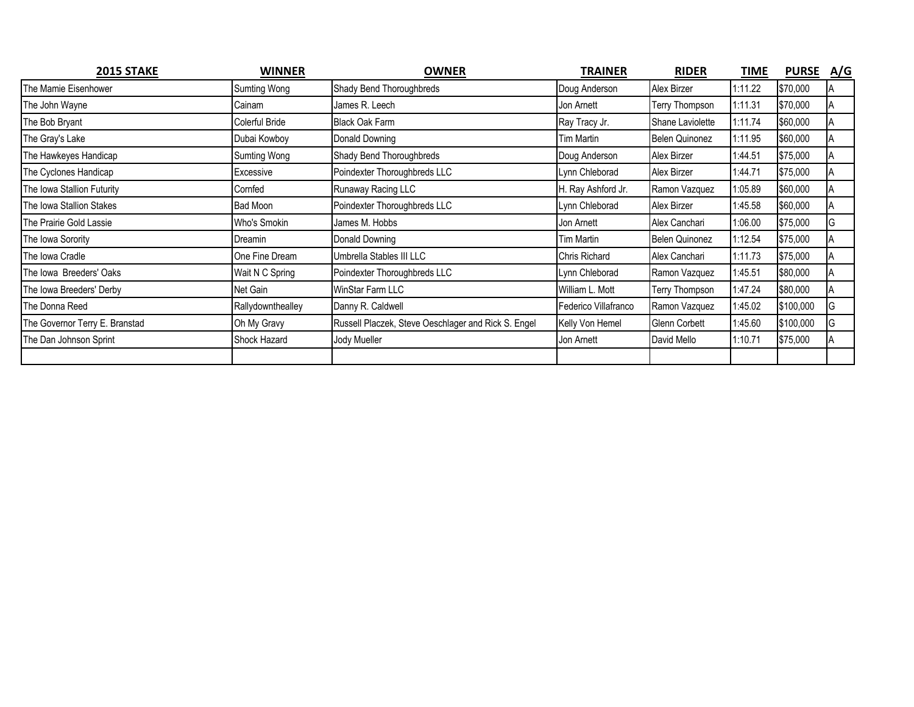| 2015 STAKE | WINNER | OWNER | TRAINER | RIDER | TIME | PURSE | A/G |
|---|---|---|---|---|---|---|---|
| The Mamie Eisenhower | Sumting Wong | Shady Bend Thoroughbreds | Doug Anderson | Alex Birzer | 1:11.22 | $70,000 | A |
| The John Wayne | Cainam | James R. Leech | Jon Arnett | Terry Thompson | 1:11.31 | $70,000 | A |
| The Bob Bryant | Colerful Bride | Black Oak Farm | Ray Tracy Jr. | Shane Laviolette | 1:11.74 | $60,000 | A |
| The Gray's Lake | Dubai Kowboy | Donald Downing | Tim Martin | Belen Quinonez | 1:11.95 | $60,000 | A |
| The Hawkeyes Handicap | Sumting Wong | Shady Bend Thoroughbreds | Doug Anderson | Alex Birzer | 1:44.51 | $75,000 | A |
| The Cyclones Handicap | Excessive | Poindexter Thoroughbreds LLC | Lynn Chleborad | Alex Birzer | 1:44.71 | $75,000 | A |
| The Iowa Stallion Futurity | Cornfed | Runaway Racing LLC | H. Ray Ashford Jr. | Ramon Vazquez | 1:05.89 | $60,000 | A |
| The Iowa Stallion Stakes | Bad Moon | Poindexter Thoroughbreds LLC | Lynn Chleborad | Alex Birzer | 1:45.58 | $60,000 | A |
| The Prairie Gold Lassie | Who's Smokin | James M. Hobbs | Jon Arnett | Alex Canchari | 1:06.00 | $75,000 | G |
| The Iowa Sorority | Dreamin | Donald Downing | Tim Martin | Belen Quinonez | 1:12.54 | $75,000 | A |
| The Iowa Cradle | One Fine Dream | Umbrella Stables III LLC | Chris Richard | Alex Canchari | 1:11.73 | $75,000 | A |
| The Iowa Breeders' Oaks | Wait N C Spring | Poindexter Thoroughbreds LLC | Lynn Chleborad | Ramon Vazquez | 1:45.51 | $80,000 | A |
| The Iowa Breeders' Derby | Net Gain | WinStar Farm LLC | William L. Mott | Terry Thompson | 1:47.24 | $80,000 | A |
| The Donna Reed | Rallydownthealley | Danny R. Caldwell | Federico Villafranco | Ramon Vazquez | 1:45.02 | $100,000 | G |
| The Governor Terry E. Branstad | Oh My Gravy | Russell Placzek, Steve Oeschlager and Rick S. Engel | Kelly Von Hemel | Glenn Corbett | 1:45.60 | $100,000 | G |
| The Dan Johnson Sprint | Shock Hazard | Jody Mueller | Jon Arnett | David Mello | 1:10.71 | $75,000 | A |
| | | | | | | | |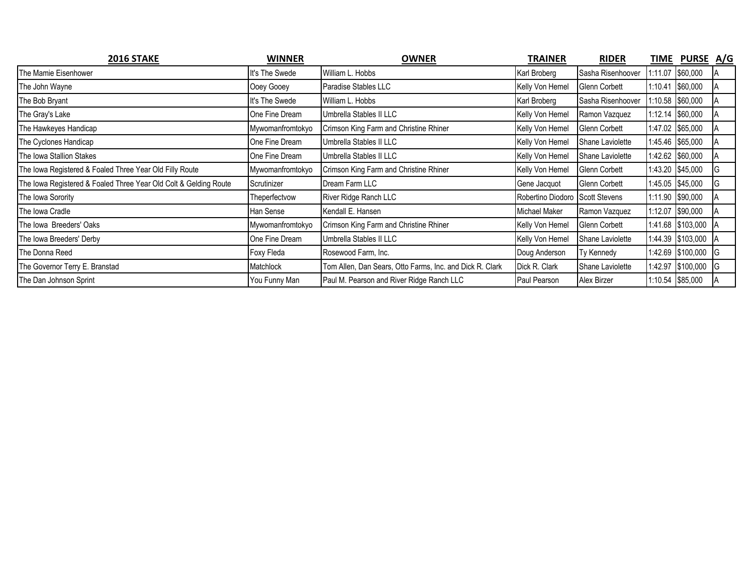| 2016 STAKE | WINNER | OWNER | TRAINER | RIDER | TIME | PURSE | A/G |
|---|---|---|---|---|---|---|---|
| The Mamie Eisenhower | It's The Swede | William L. Hobbs | Karl Broberg | Sasha Risenhoover | 1:11.07 | $60,000 | A |
| The John Wayne | Ooey Gooey | Paradise Stables LLC | Kelly Von Hemel | Glenn Corbett | 1:10.41 | $60,000 | A |
| The Bob Bryant | It's The Swede | William L. Hobbs | Karl Broberg | Sasha Risenhoover | 1:10.58 | $60,000 | A |
| The Gray's Lake | One Fine Dream | Umbrella Stables II LLC | Kelly Von Hemel | Ramon Vazquez | 1:12.14 | $60,000 | A |
| The Hawkeyes Handicap | Mywomanfromtokyo | Crimson King Farm and Christine Rhiner | Kelly Von Hemel | Glenn Corbett | 1:47.02 | $65,000 | A |
| The Cyclones Handicap | One Fine Dream | Umbrella Stables II LLC | Kelly Von Hemel | Shane Laviolette | 1:45.46 | $65,000 | A |
| The Iowa Stallion Stakes | One Fine Dream | Umbrella Stables II LLC | Kelly Von Hemel | Shane Laviolette | 1:42.62 | $60,000 | A |
| The Iowa Registered & Foaled Three Year Old Filly Route | Mywomanfromtokyo | Crimson King Farm and Christine Rhiner | Kelly Von Hemel | Glenn Corbett | 1:43.20 | $45,000 | G |
| The Iowa Registered & Foaled Three Year Old Colt & Gelding Route | Scrutinizer | Dream Farm LLC | Gene Jacquot | Glenn Corbett | 1:45.05 | $45,000 | G |
| The Iowa Sorority | Theperfectvow | River Ridge Ranch LLC | Robertino Diodoro | Scott Stevens | 1:11.90 | $90,000 | A |
| The Iowa Cradle | Han Sense | Kendall E. Hansen | Michael Maker | Ramon Vazquez | 1:12.07 | $90,000 | A |
| The Iowa Breeders' Oaks | Mywomanfromtokyo | Crimson King Farm and Christine Rhiner | Kelly Von Hemel | Glenn Corbett | 1:41.68 | $103,000 | A |
| The Iowa Breeders' Derby | One Fine Dream | Umbrella Stables II LLC | Kelly Von Hemel | Shane Laviolette | 1:44.39 | $103,000 | A |
| The Donna Reed | Foxy Fleda | Rosewood Farm, Inc. | Doug Anderson | Ty Kennedy | 1:42.69 | $100,000 | G |
| The Governor Terry E. Branstad | Matchlock | Tom Allen, Dan Sears, Otto Farms, Inc. and Dick R. Clark | Dick R. Clark | Shane Laviolette | 1:42.97 | $100,000 | G |
| The Dan Johnson Sprint | You Funny Man | Paul M. Pearson and River Ridge Ranch LLC | Paul Pearson | Alex Birzer | 1:10.54 | $85,000 | A |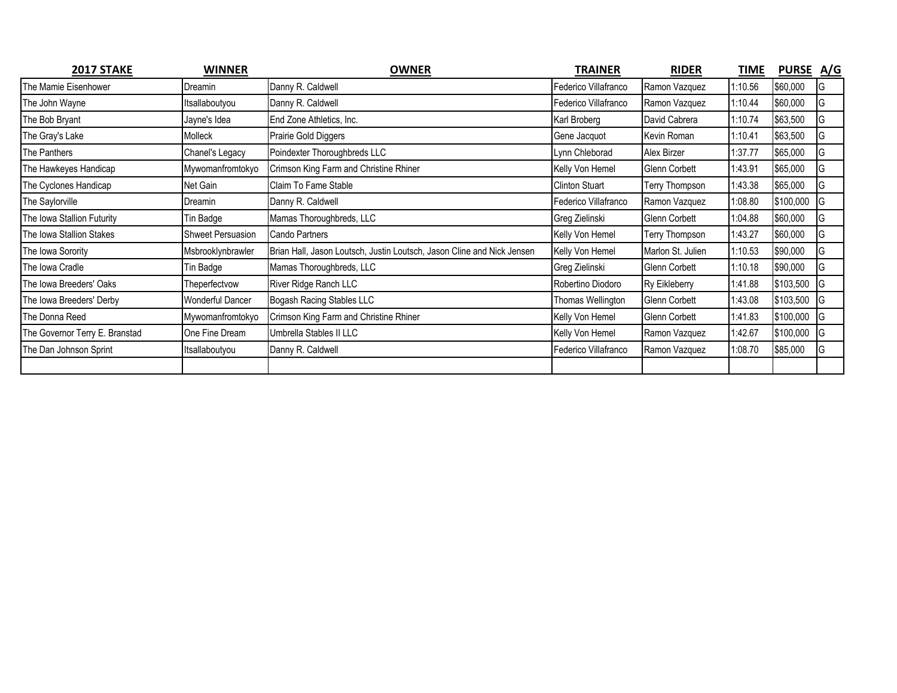| 2017 STAKE | WINNER | OWNER | TRAINER | RIDER | TIME | PURSE | A/G |
|---|---|---|---|---|---|---|---|
| The Mamie Eisenhower | Dreamin | Danny R. Caldwell | Federico Villafranco | Ramon Vazquez | 1:10.56 | $60,000 | G |
| The John Wayne | Itsallaboutyou | Danny R. Caldwell | Federico Villafranco | Ramon Vazquez | 1:10.44 | $60,000 | G |
| The Bob Bryant | Jayne's Idea | End Zone Athletics, Inc. | Karl Broberg | David Cabrera | 1:10.74 | $63,500 | G |
| The Gray's Lake | Molleck | Prairie Gold Diggers | Gene Jacquot | Kevin Roman | 1:10.41 | $63,500 | G |
| The Panthers | Chanel's Legacy | Poindexter Thoroughbreds LLC | Lynn Chleborad | Alex Birzer | 1:37.77 | $65,000 | G |
| The Hawkeyes Handicap | Mywomanfromtokyo | Crimson King Farm and Christine Rhiner | Kelly Von Hemel | Glenn Corbett | 1:43.91 | $65,000 | G |
| The Cyclones Handicap | Net Gain | Claim To Fame Stable | Clinton Stuart | Terry Thompson | 1:43.38 | $65,000 | G |
| The Saylorville | Dreamin | Danny R. Caldwell | Federico Villafranco | Ramon Vazquez | 1:08.80 | $100,000 | G |
| The Iowa Stallion Futurity | Tin Badge | Mamas Thoroughbreds, LLC | Greg Zielinski | Glenn Corbett | 1:04.88 | $60,000 | G |
| The Iowa Stallion Stakes | Shweet Persuasion | Cando Partners | Kelly Von Hemel | Terry Thompson | 1:43.27 | $60,000 | G |
| The Iowa Sorority | Msbrooklynbrawler | Brian Hall, Jason Loutsch, Justin Loutsch, Jason Cline and Nick Jensen | Kelly Von Hemel | Marlon St. Julien | 1:10.53 | $90,000 | G |
| The Iowa Cradle | Tin Badge | Mamas Thoroughbreds, LLC | Greg Zielinski | Glenn Corbett | 1:10.18 | $90,000 | G |
| The Iowa Breeders' Oaks | Theperfectvow | River Ridge Ranch LLC | Robertino Diodoro | Ry Eikleberry | 1:41.88 | $103,500 | G |
| The Iowa Breeders' Derby | Wonderful Dancer | Bogash Racing Stables LLC | Thomas Wellington | Glenn Corbett | 1:43.08 | $103,500 | G |
| The Donna Reed | Mywomanfromtokyo | Crimson King Farm and Christine Rhiner | Kelly Von Hemel | Glenn Corbett | 1:41.83 | $100,000 | G |
| The Governor Terry E. Branstad | One Fine Dream | Umbrella Stables II LLC | Kelly Von Hemel | Ramon Vazquez | 1:42.67 | $100,000 | G |
| The Dan Johnson Sprint | Itsallaboutyou | Danny R. Caldwell | Federico Villafranco | Ramon Vazquez | 1:08.70 | $85,000 | G |
| | | | | | | | |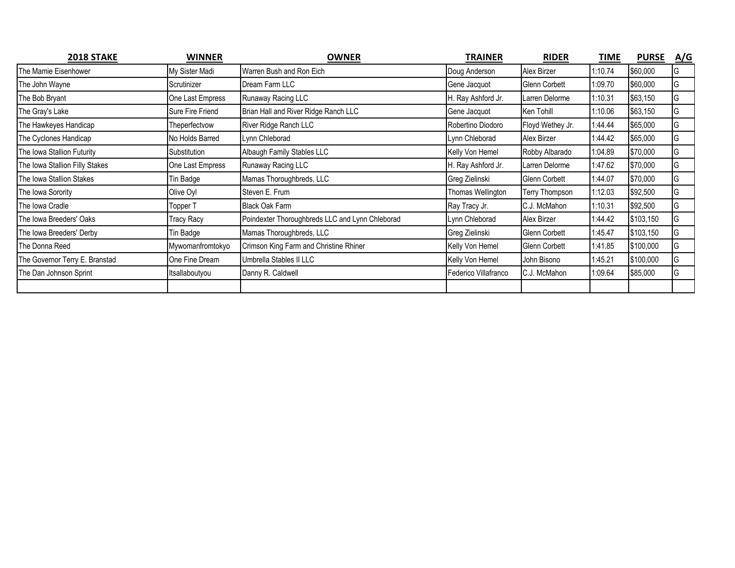| 2018 STAKE | WINNER | OWNER | TRAINER | RIDER | TIME | PURSE | A/G |
|---|---|---|---|---|---|---|---|
| The Mamie Eisenhower | My Sister Madi | Warren Bush and Ron Eich | Doug Anderson | Alex Birzer | 1:10.74 | $60,000 | G |
| The John Wayne | Scrutinizer | Dream Farm LLC | Gene Jacquot | Glenn Corbett | 1:09.70 | $60,000 | G |
| The Bob Bryant | One Last Empress | Runaway Racing LLC | H. Ray Ashford Jr. | Larren Delorme | 1:10.31 | $63,150 | G |
| The Gray's Lake | Sure Fire Friend | Brian Hall and River Ridge Ranch LLC | Gene Jacquot | Ken Tohill | 1:10.06 | $63,150 | G |
| The Hawkeyes Handicap | Theperfectvow | River Ridge Ranch LLC | Robertino Diodoro | Floyd Wethey Jr. | 1:44.44 | $65,000 | G |
| The Cyclones Handicap | No Holds Barred | Lynn Chleborad | Lynn Chleborad | Alex Birzer | 1:44.42 | $65,000 | G |
| The Iowa Stallion Futurity | Substitution | Albaugh Family Stables LLC | Kelly Von Hemel | Robby Albarado | 1:04.89 | $70,000 | G |
| The Iowa Stallion Filly Stakes | One Last Empress | Runaway Racing LLC | H. Ray Ashford Jr. | Larren Delorme | 1:47.62 | $70,000 | G |
| The Iowa Stallion Stakes | Tin Badge | Mamas Thoroughbreds, LLC | Greg Zielinski | Glenn Corbett | 1:44.07 | $70,000 | G |
| The Iowa Sorority | Olive Oyl | Steven E. Frum | Thomas Wellington | Terry Thompson | 1:12.03 | $92,500 | G |
| The Iowa Cradle | Topper T | Black Oak Farm | Ray Tracy Jr. | C.J. McMahon | 1:10.31 | $92,500 | G |
| The Iowa Breeders' Oaks | Tracy Racy | Poindexter Thoroughbreds LLC and Lynn Chleborad | Lynn Chleborad | Alex Birzer | 1:44.42 | $103,150 | G |
| The Iowa Breeders' Derby | Tin Badge | Mamas Thoroughbreds, LLC | Greg Zielinski | Glenn Corbett | 1:45.47 | $103,150 | G |
| The Donna Reed | Mywomanfromtokyo | Crimson King Farm and Christine Rhiner | Kelly Von Hemel | Glenn Corbett | 1:41.85 | $100,000 | G |
| The Governor Terry E. Branstad | One Fine Dream | Umbrella Stables II LLC | Kelly Von Hemel | John Bisono | 1:45.21 | $100,000 | G |
| The Dan Johnson Sprint | Itsallaboutyou | Danny R. Caldwell | Federico Villafranco | C.J. McMahon | 1:09.64 | $85,000 | G |
| | | | | | | | |